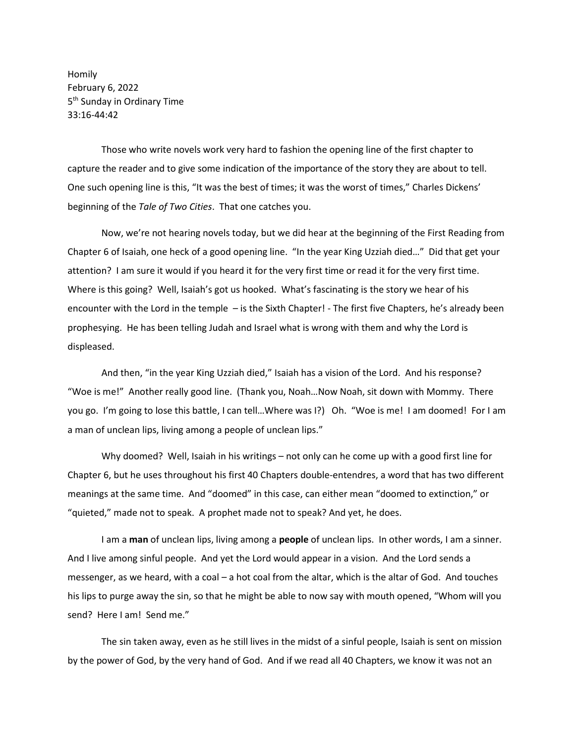Homily
February 6, 2022
5th Sunday in Ordinary Time
33:16-44:42

Those who write novels work very hard to fashion the opening line of the first chapter to capture the reader and to give some indication of the importance of the story they are about to tell. One such opening line is this, "It was the best of times; it was the worst of times," Charles Dickens' beginning of the *Tale of Two Cities*. That one catches you.

Now, we're not hearing novels today, but we did hear at the beginning of the First Reading from Chapter 6 of Isaiah, one heck of a good opening line. "In the year King Uzziah died…" Did that get your attention? I am sure it would if you heard it for the very first time or read it for the very first time. Where is this going? Well, Isaiah's got us hooked. What's fascinating is the story we hear of his encounter with the Lord in the temple – is the Sixth Chapter! - The first five Chapters, he's already been prophesying. He has been telling Judah and Israel what is wrong with them and why the Lord is displeased.

And then, "in the year King Uzziah died," Isaiah has a vision of the Lord. And his response? "Woe is me!" Another really good line. (Thank you, Noah…Now Noah, sit down with Mommy. There you go. I'm going to lose this battle, I can tell…Where was I?) Oh. "Woe is me! I am doomed! For I am a man of unclean lips, living among a people of unclean lips."

Why doomed? Well, Isaiah in his writings – not only can he come up with a good first line for Chapter 6, but he uses throughout his first 40 Chapters double-entendres, a word that has two different meanings at the same time. And "doomed" in this case, can either mean "doomed to extinction," or "quieted," made not to speak. A prophet made not to speak? And yet, he does.

I am a **man** of unclean lips, living among a **people** of unclean lips. In other words, I am a sinner. And I live among sinful people. And yet the Lord would appear in a vision. And the Lord sends a messenger, as we heard, with a coal – a hot coal from the altar, which is the altar of God. And touches his lips to purge away the sin, so that he might be able to now say with mouth opened, "Whom will you send? Here I am! Send me."

The sin taken away, even as he still lives in the midst of a sinful people, Isaiah is sent on mission by the power of God, by the very hand of God. And if we read all 40 Chapters, we know it was not an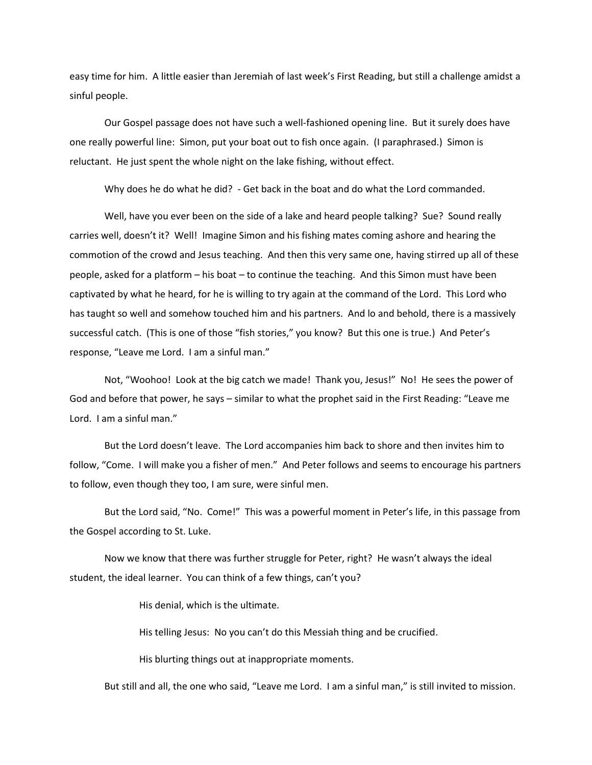easy time for him. A little easier than Jeremiah of last week's First Reading, but still a challenge amidst a sinful people.

Our Gospel passage does not have such a well-fashioned opening line. But it surely does have one really powerful line: Simon, put your boat out to fish once again. (I paraphrased.) Simon is reluctant. He just spent the whole night on the lake fishing, without effect.

Why does he do what he did? - Get back in the boat and do what the Lord commanded.

Well, have you ever been on the side of a lake and heard people talking? Sue? Sound really carries well, doesn't it? Well! Imagine Simon and his fishing mates coming ashore and hearing the commotion of the crowd and Jesus teaching. And then this very same one, having stirred up all of these people, asked for a platform – his boat – to continue the teaching. And this Simon must have been captivated by what he heard, for he is willing to try again at the command of the Lord. This Lord who has taught so well and somehow touched him and his partners. And lo and behold, there is a massively successful catch. (This is one of those "fish stories," you know? But this one is true.) And Peter's response, "Leave me Lord. I am a sinful man."

Not, "Woohoo! Look at the big catch we made! Thank you, Jesus!" No! He sees the power of God and before that power, he says – similar to what the prophet said in the First Reading: "Leave me Lord. I am a sinful man."

But the Lord doesn't leave. The Lord accompanies him back to shore and then invites him to follow, "Come. I will make you a fisher of men." And Peter follows and seems to encourage his partners to follow, even though they too, I am sure, were sinful men.

But the Lord said, "No. Come!" This was a powerful moment in Peter's life, in this passage from the Gospel according to St. Luke.

Now we know that there was further struggle for Peter, right? He wasn't always the ideal student, the ideal learner. You can think of a few things, can't you?

> His denial, which is the ultimate.
>
> His telling Jesus: No you can't do this Messiah thing and be crucified.
>
> His blurting things out at inappropriate moments.

But still and all, the one who said, "Leave me Lord. I am a sinful man," is still invited to mission.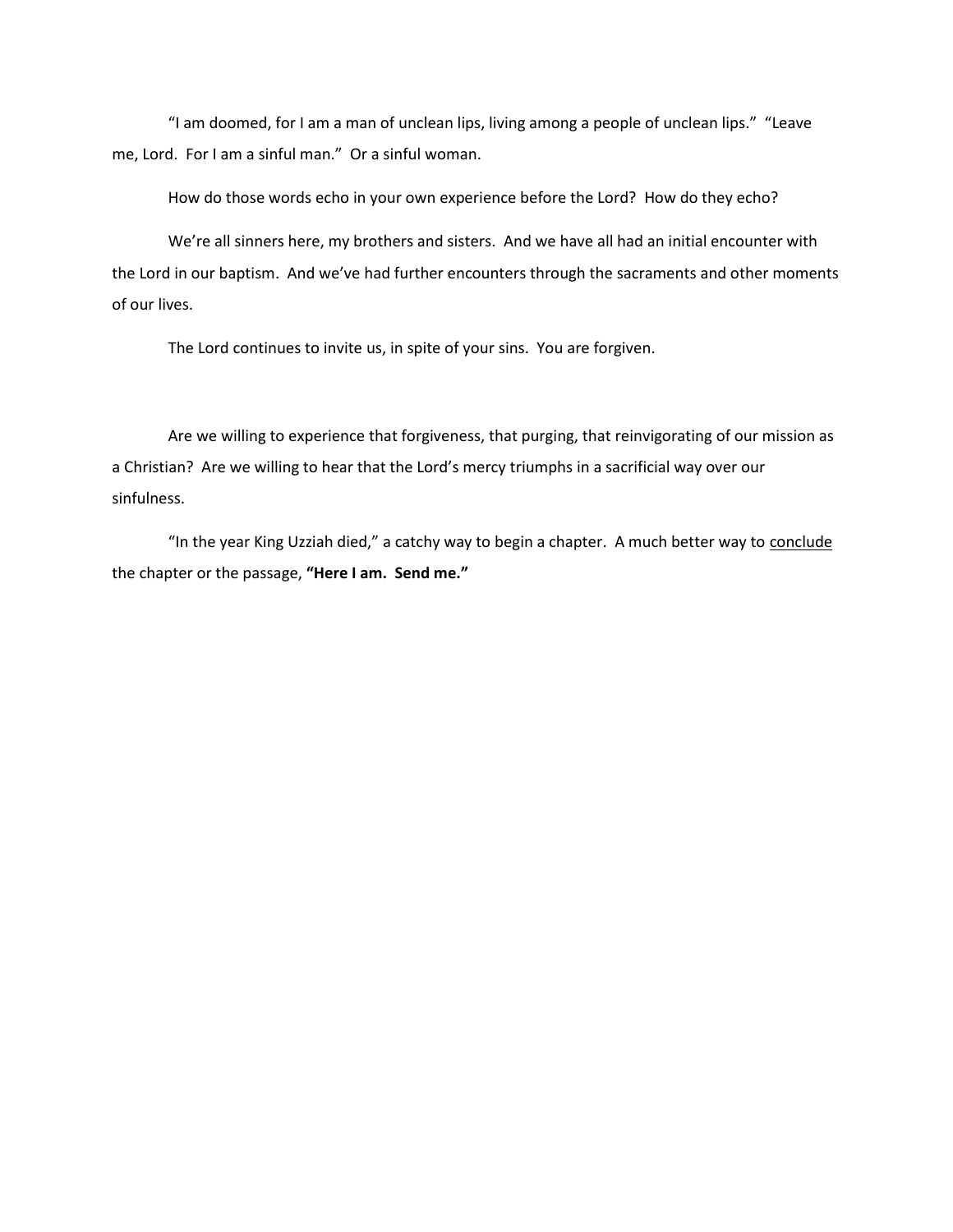"I am doomed, for I am a man of unclean lips, living among a people of unclean lips." "Leave me, Lord. For I am a sinful man." Or a sinful woman.

How do those words echo in your own experience before the Lord? How do they echo?

We're all sinners here, my brothers and sisters. And we have all had an initial encounter with the Lord in our baptism. And we've had further encounters through the sacraments and other moments of our lives.

The Lord continues to invite us, in spite of your sins. You are forgiven.

Are we willing to experience that forgiveness, that purging, that reinvigorating of our mission as a Christian? Are we willing to hear that the Lord's mercy triumphs in a sacrificial way over our sinfulness.

"In the year King Uzziah died," a catchy way to begin a chapter. A much better way to <u>conclude</u> the chapter or the passage, **"Here I am. Send me."**